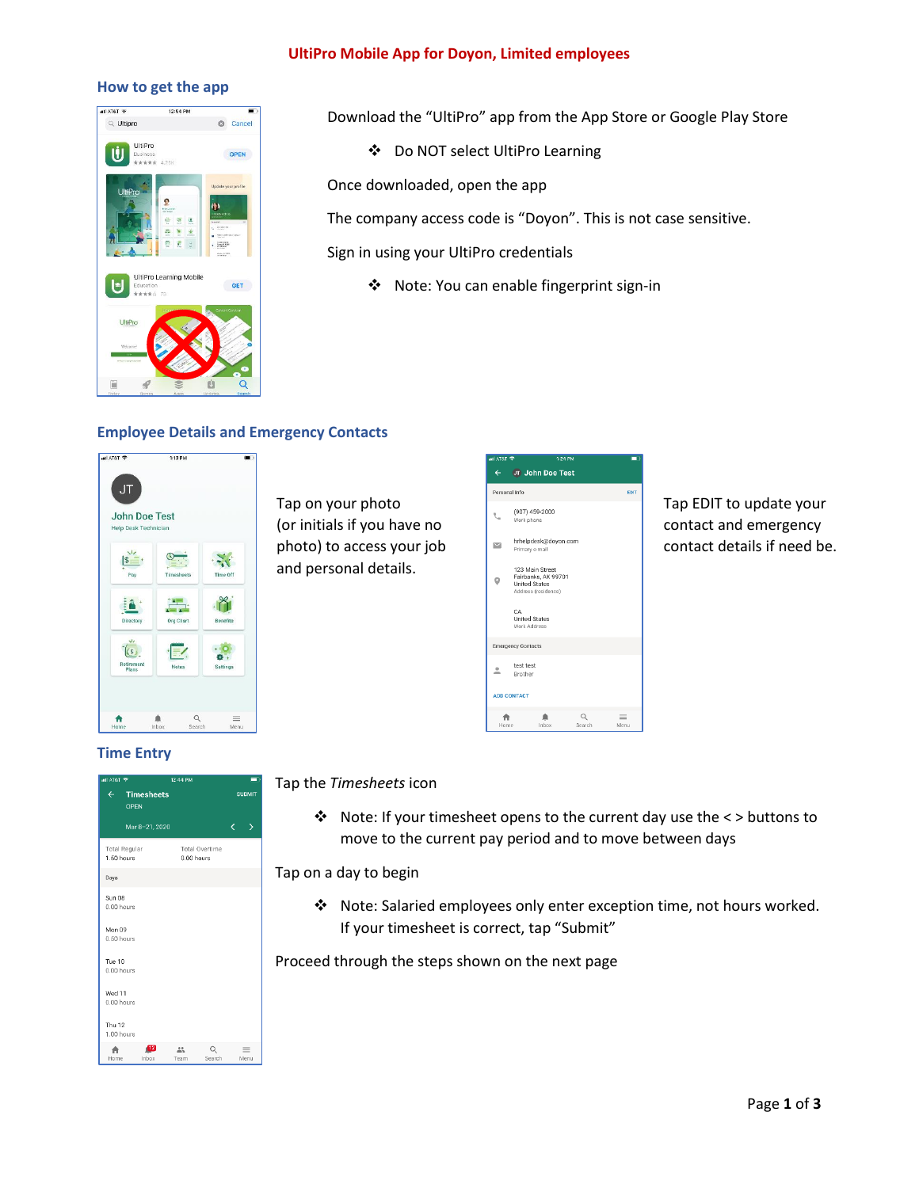# UltiPro Mobile App for Doyon, Limited employees

## How to get the app

Download the "UltiPro" app from the App Store or Google Play Store

- Do NOT select UltiPro Learning

Once downloaded, open the app

The company access code is "Doyon". This is not case sensitive.

Sign in using your UltiPro credentials

- Note: You can enable fingerprint sign-in

## Employee Details and Emergency Contacts

Tap on your photo (or initials if you have no photo) to access your job and personal details.

Tap EDIT to update your contact and emergency contact details if need be.

## Time Entry

Tap the *Timesheets* icon

- Note: If your timesheet opens to the current day use the < > buttons to move to the current pay period and to move between days

Tap on a day to begin

- Note: Salaried employees only enter exception time, not hours worked. If your timesheet is correct, tap "Submit"

Proceed through the steps shown on the next page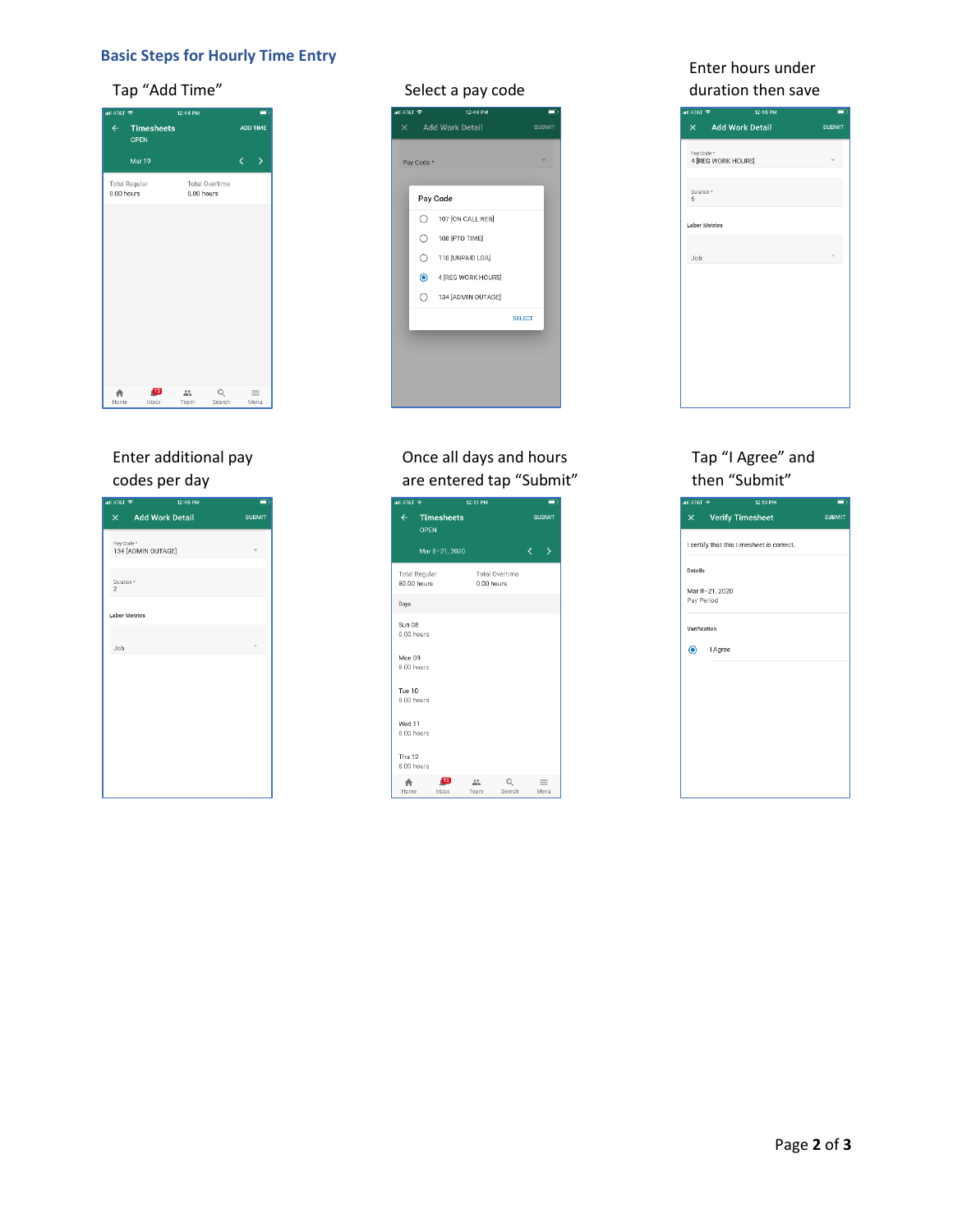## Basic Steps for Hourly Time Entry

Tap “Add Time”

Select a pay code

Enter hours under duration then save

Enter additional pay codes per day

Once all days and hours are entered tap “Submit”

Tap “I Agree” and then “Submit”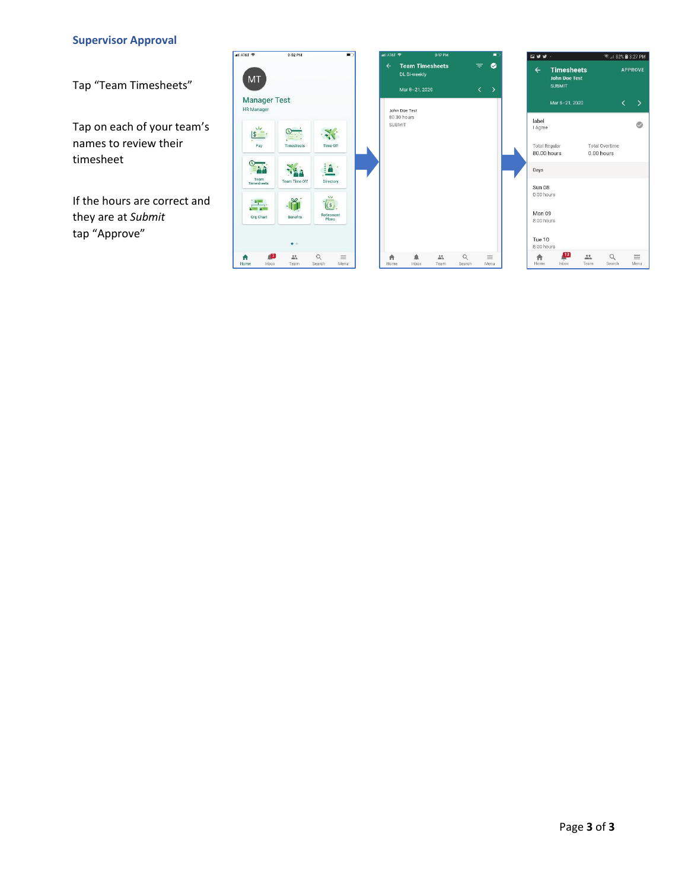## Supervisor Approval

Tap "Team Timesheets"

Tap on each of your team's names to review their timesheet

If the hours are correct and they are at *Submit* tap "Approve"